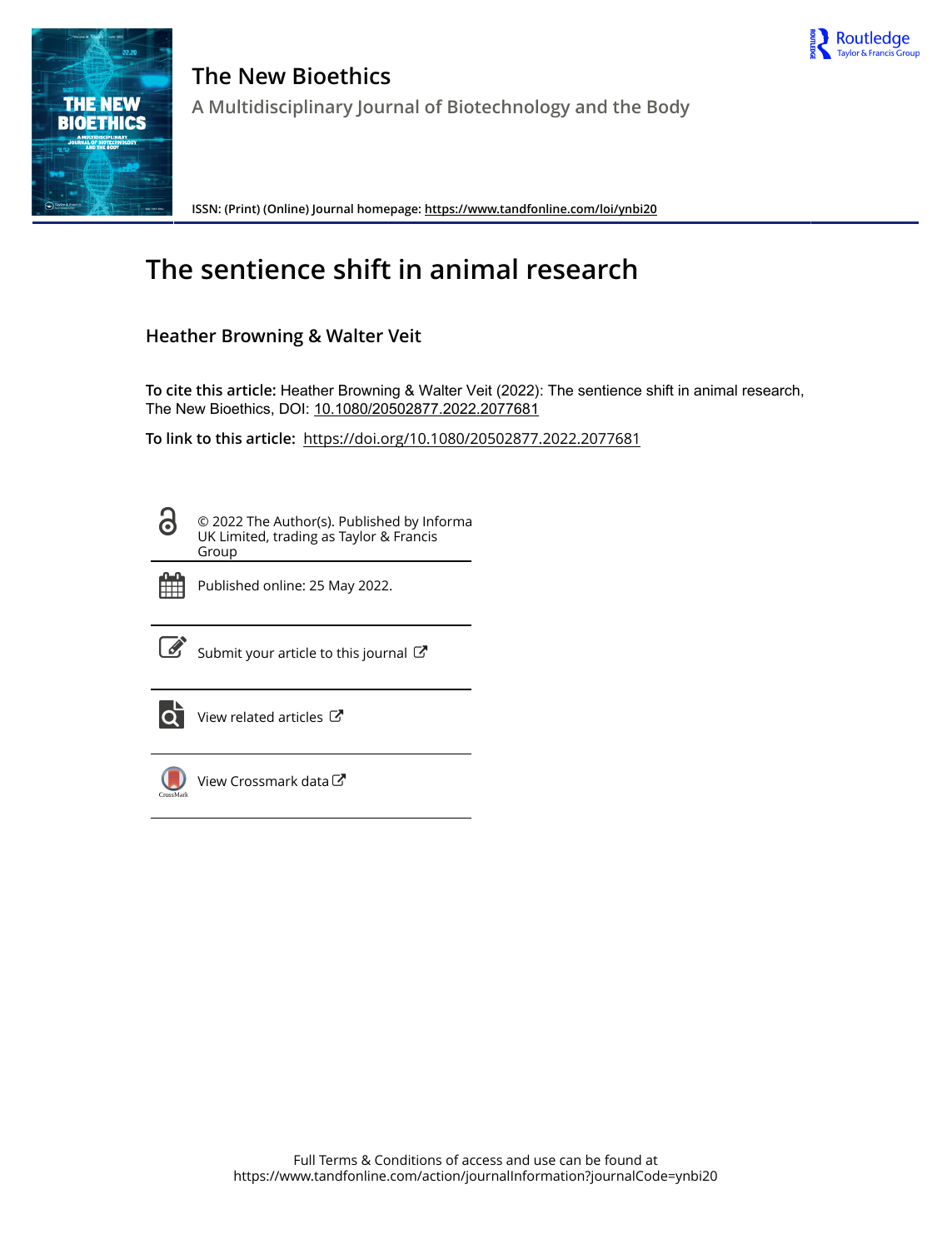# The New Bioethics

A Multidisciplinary Journal of Biotechnology and the Body

ISSN: (Print) (Online) Journal homepage: https://www.tandfonline.com/loi/ynbi20

# The sentience shift in animal research

**Heather Browning & Walter Veit**

**To cite this article:** Heather Browning & Walter Veit (2022): The sentience shift in animal research, The New Bioethics, DOI: 10.1080/20502877.2022.2077681

**To link to this article:** https://doi.org/10.1080/20502877.2022.2077681

© 2022 The Author(s). Published by Informa UK Limited, trading as Taylor & Francis Group

Published online: 25 May 2022.

Submit your article to this journal

View related articles

View Crossmark data

Full Terms & Conditions of access and use can be found at https://www.tandfonline.com/action/journalInformation?journalCode=ynbi20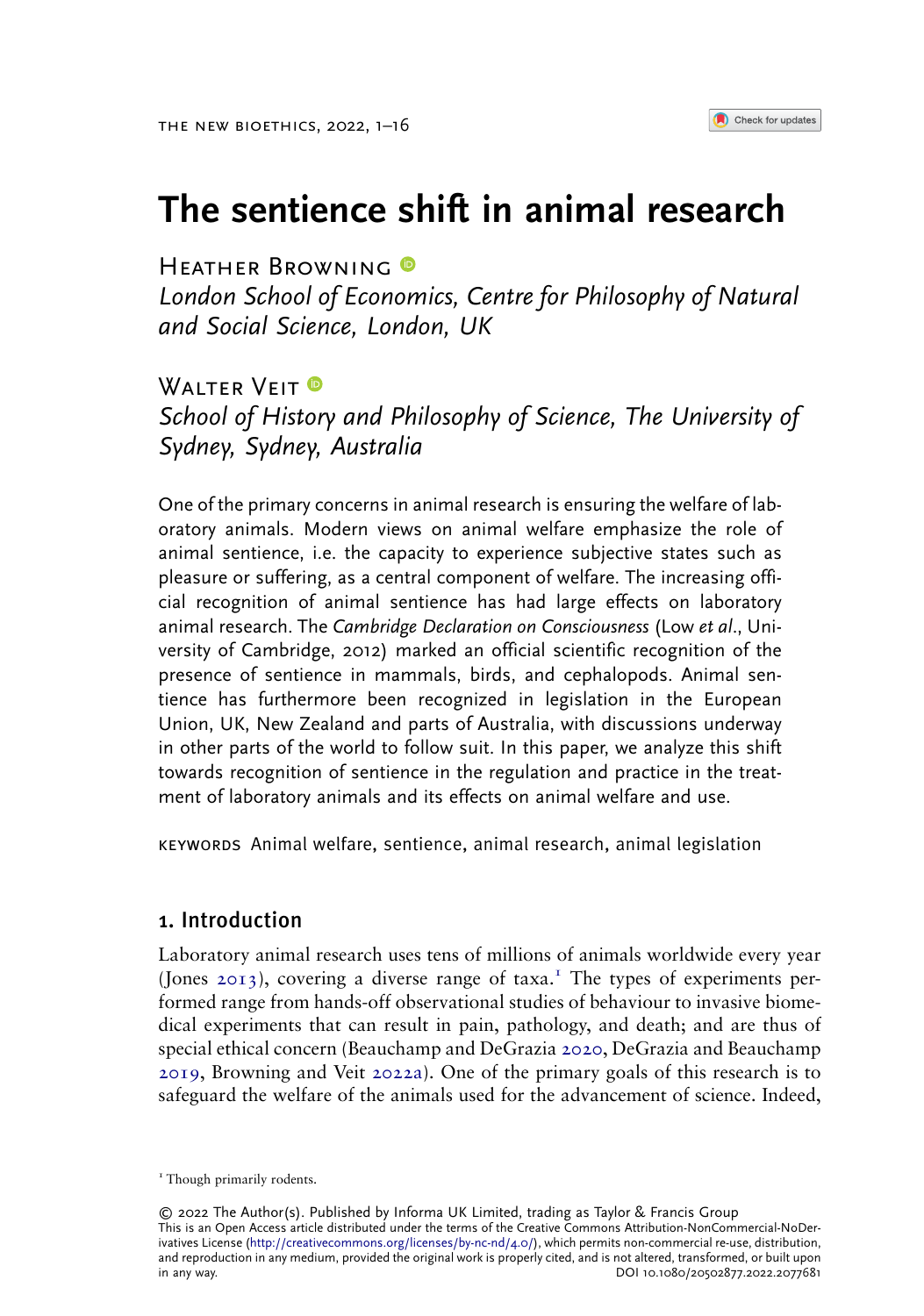# The sentience shift in animal research

Heather Browning

*London School of Economics, Centre for Philosophy of Natural and Social Science, London, UK*

Walter Veit

*School of History and Philosophy of Science, The University of Sydney, Sydney, Australia*

One of the primary concerns in animal research is ensuring the welfare of laboratory animals. Modern views on animal welfare emphasize the role of animal sentience, i.e. the capacity to experience subjective states such as pleasure or suffering, as a central component of welfare. The increasing official recognition of animal sentience has had large effects on laboratory animal research. The *Cambridge Declaration on Consciousness* (Low *et al*., University of Cambridge, 2012) marked an official scientific recognition of the presence of sentience in mammals, birds, and cephalopods. Animal sentience has furthermore been recognized in legislation in the European Union, UK, New Zealand and parts of Australia, with discussions underway in other parts of the world to follow suit. In this paper, we analyze this shift towards recognition of sentience in the regulation and practice in the treatment of laboratory animals and its effects on animal welfare and use.

KEYWORDS Animal welfare, sentience, animal research, animal legislation

## 1. Introduction

Laboratory animal research uses tens of millions of animals worldwide every year (Jones 2013), covering a diverse range of taxa.[1] The types of experiments performed range from hands-off observational studies of behaviour to invasive biomedical experiments that can result in pain, pathology, and death; and are thus of special ethical concern (Beauchamp and DeGrazia 2020, DeGrazia and Beauchamp 2019, Browning and Veit 2022a). One of the primary goals of this research is to safeguard the welfare of the animals used for the advancement of science. Indeed,

[1] Though primarily rodents.

© 2022 The Author(s). Published by Informa UK Limited, trading as Taylor & Francis Group
This is an Open Access article distributed under the terms of the Creative Commons Attribution-NonCommercial-NoDerivatives License (http://creativecommons.org/licenses/by-nc-nd/4.0/), which permits non-commercial re-use, distribution, and reproduction in any medium, provided the original work is properly cited, and is not altered, transformed, or built upon in any way.
DOI 10.1080/20502877.2022.2077681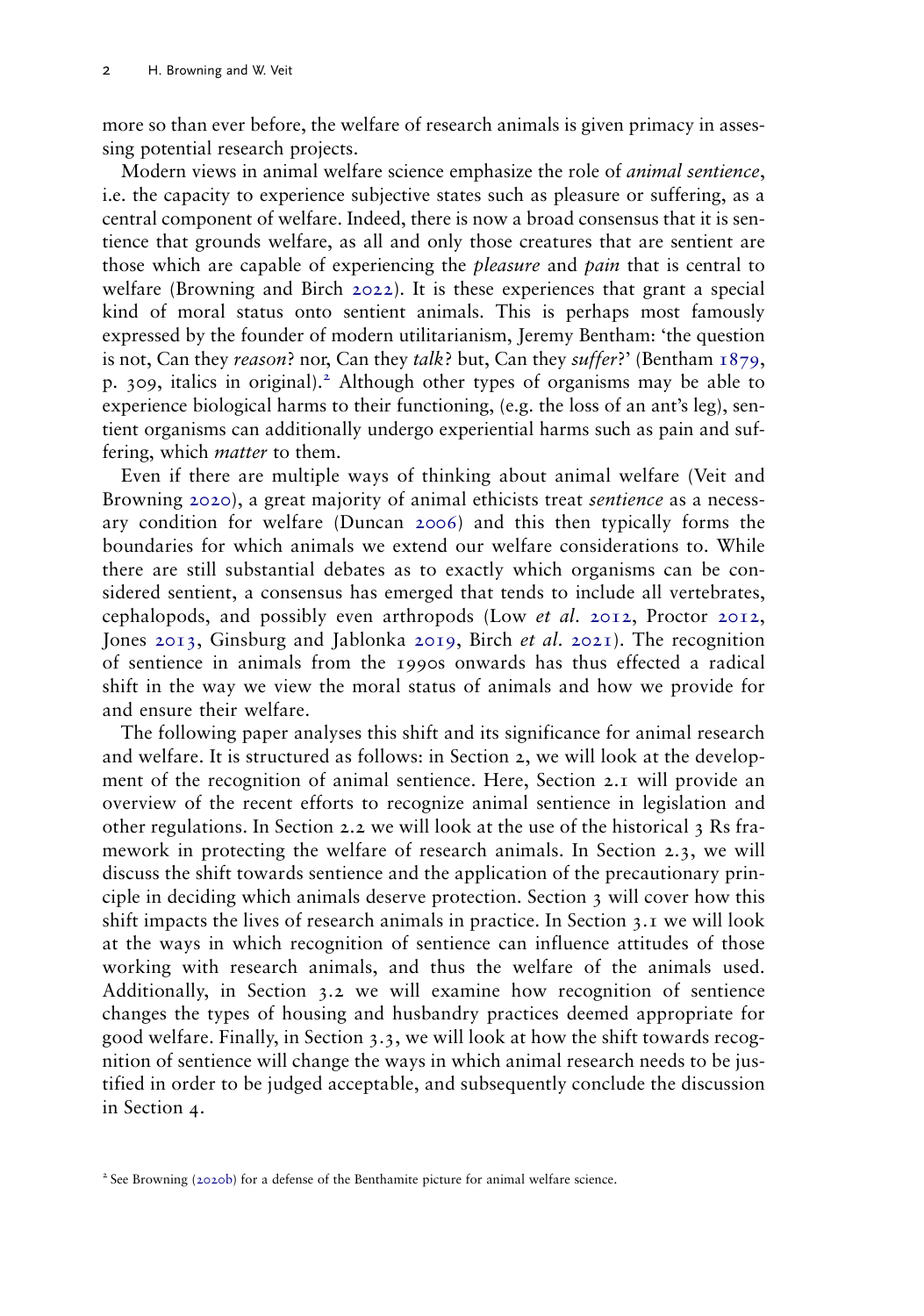more so than ever before, the welfare of research animals is given primacy in assessing potential research projects.

Modern views in animal welfare science emphasize the role of *animal sentience*, i.e. the capacity to experience subjective states such as pleasure or suffering, as a central component of welfare. Indeed, there is now a broad consensus that it is sentience that grounds welfare, as all and only those creatures that are sentient are those which are capable of experiencing the *pleasure* and *pain* that is central to welfare (Browning and Birch 2022). It is these experiences that grant a special kind of moral status onto sentient animals. This is perhaps most famously expressed by the founder of modern utilitarianism, Jeremy Bentham: 'the question is not, Can they *reason*? nor, Can they *talk*? but, Can they *suffer*?' (Bentham 1879, p. 309, italics in original).[2] Although other types of organisms may be able to experience biological harms to their functioning, (e.g. the loss of an ant's leg), sentient organisms can additionally undergo experiential harms such as pain and suffering, which *matter* to them.

Even if there are multiple ways of thinking about animal welfare (Veit and Browning 2020), a great majority of animal ethicists treat *sentience* as a necessary condition for welfare (Duncan 2006) and this then typically forms the boundaries for which animals we extend our welfare considerations to. While there are still substantial debates as to exactly which organisms can be considered sentient, a consensus has emerged that tends to include all vertebrates, cephalopods, and possibly even arthropods (Low *et al.* 2012, Proctor 2012, Jones 2013, Ginsburg and Jablonka 2019, Birch *et al.* 2021). The recognition of sentience in animals from the 1990s onwards has thus effected a radical shift in the way we view the moral status of animals and how we provide for and ensure their welfare.

The following paper analyses this shift and its significance for animal research and welfare. It is structured as follows: in Section 2, we will look at the development of the recognition of animal sentience. Here, Section 2.1 will provide an overview of the recent efforts to recognize animal sentience in legislation and other regulations. In Section 2.2 we will look at the use of the historical 3 Rs framework in protecting the welfare of research animals. In Section 2.3, we will discuss the shift towards sentience and the application of the precautionary principle in deciding which animals deserve protection. Section 3 will cover how this shift impacts the lives of research animals in practice. In Section 3.1 we will look at the ways in which recognition of sentience can influence attitudes of those working with research animals, and thus the welfare of the animals used. Additionally, in Section 3.2 we will examine how recognition of sentience changes the types of housing and husbandry practices deemed appropriate for good welfare. Finally, in Section 3.3, we will look at how the shift towards recognition of sentience will change the ways in which animal research needs to be justified in order to be judged acceptable, and subsequently conclude the discussion in Section 4.

[2] See Browning (2020b) for a defense of the Benthamite picture for animal welfare science.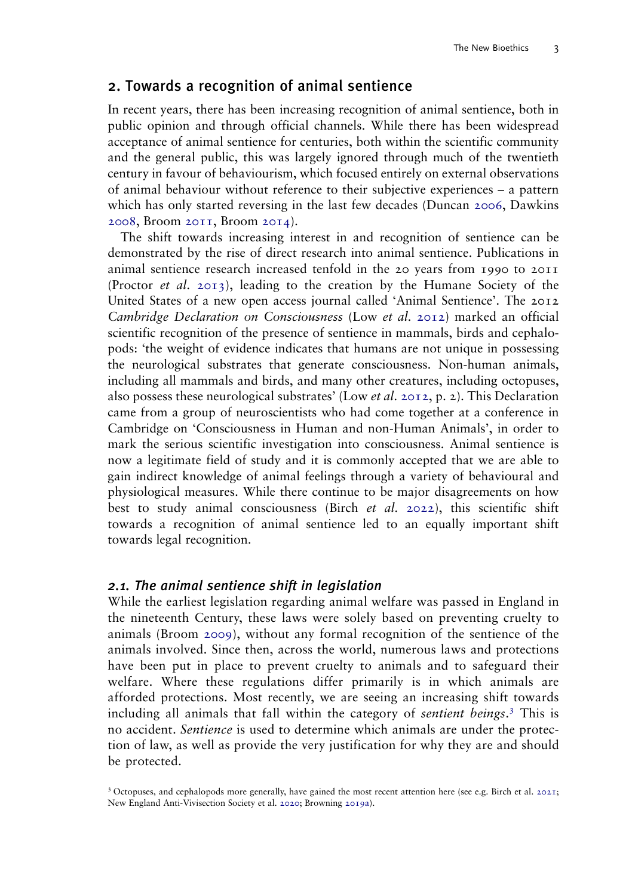## 2. Towards a recognition of animal sentience

In recent years, there has been increasing recognition of animal sentience, both in public opinion and through official channels. While there has been widespread acceptance of animal sentience for centuries, both within the scientific community and the general public, this was largely ignored through much of the twentieth century in favour of behaviourism, which focused entirely on external observations of animal behaviour without reference to their subjective experiences – a pattern which has only started reversing in the last few decades (Duncan 2006, Dawkins 2008, Broom 2011, Broom 2014).

The shift towards increasing interest in and recognition of sentience can be demonstrated by the rise of direct research into animal sentience. Publications in animal sentience research increased tenfold in the 20 years from 1990 to 2011 (Proctor *et al.* 2013), leading to the creation by the Humane Society of the United States of a new open access journal called 'Animal Sentience'. The 2012 *Cambridge Declaration on Consciousness* (Low *et al.* 2012) marked an official scientific recognition of the presence of sentience in mammals, birds and cephalopods: 'the weight of evidence indicates that humans are not unique in possessing the neurological substrates that generate consciousness. Non-human animals, including all mammals and birds, and many other creatures, including octopuses, also possess these neurological substrates' (Low *et al.* 2012, p. 2). This Declaration came from a group of neuroscientists who had come together at a conference in Cambridge on 'Consciousness in Human and non-Human Animals', in order to mark the serious scientific investigation into consciousness. Animal sentience is now a legitimate field of study and it is commonly accepted that we are able to gain indirect knowledge of animal feelings through a variety of behavioural and physiological measures. While there continue to be major disagreements on how best to study animal consciousness (Birch *et al.* 2022), this scientific shift towards a recognition of animal sentience led to an equally important shift towards legal recognition.

### 2.1. The animal sentience shift in legislation

While the earliest legislation regarding animal welfare was passed in England in the nineteenth Century, these laws were solely based on preventing cruelty to animals (Broom 2009), without any formal recognition of the sentience of the animals involved. Since then, across the world, numerous laws and protections have been put in place to prevent cruelty to animals and to safeguard their welfare. Where these regulations differ primarily is in which animals are afforded protections. Most recently, we are seeing an increasing shift towards including all animals that fall within the category of *sentient beings*.[3] This is no accident. *Sentience* is used to determine which animals are under the protection of law, as well as provide the very justification for why they are and should be protected.

[3] Octopuses, and cephalopods more generally, have gained the most recent attention here (see e.g. Birch et al. 2021; New England Anti-Vivisection Society et al. 2020; Browning 2019a).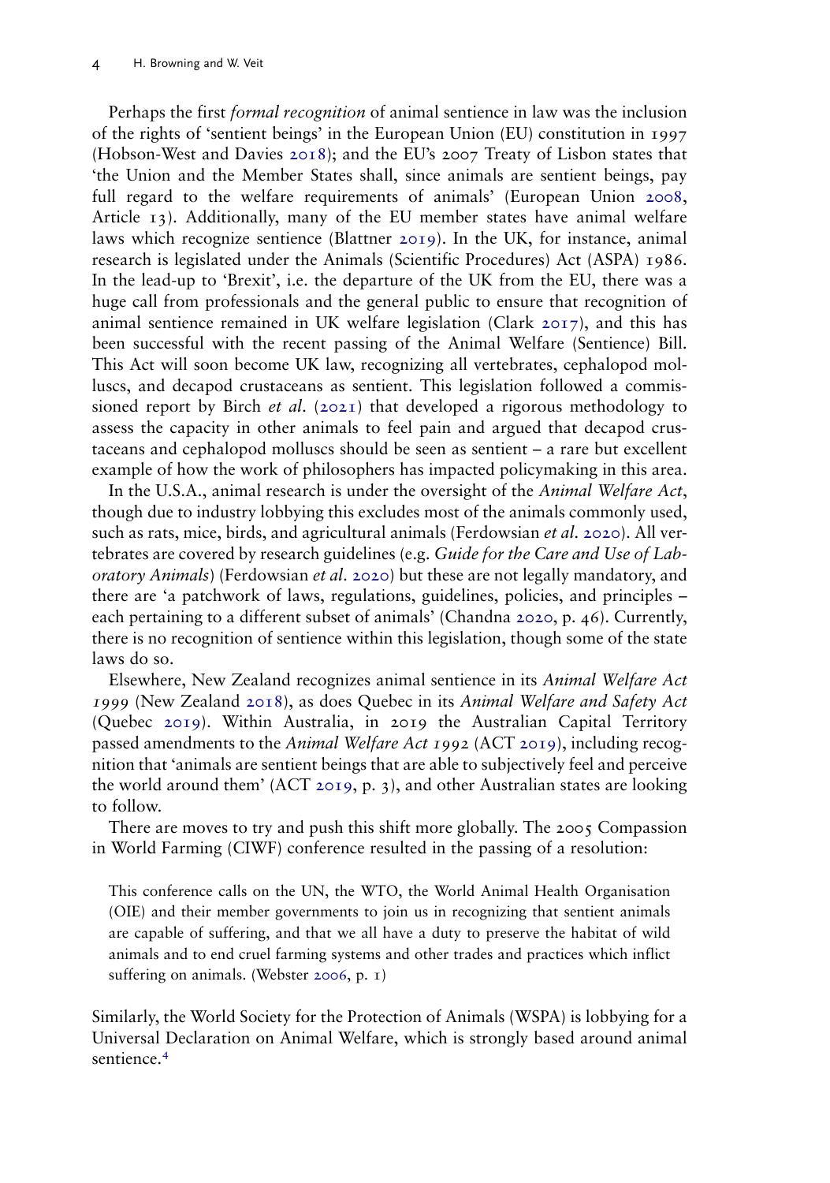Perhaps the first *formal recognition* of animal sentience in law was the inclusion of the rights of 'sentient beings' in the European Union (EU) constitution in 1997 (Hobson-West and Davies 2018); and the EU's 2007 Treaty of Lisbon states that 'the Union and the Member States shall, since animals are sentient beings, pay full regard to the welfare requirements of animals' (European Union 2008, Article 13). Additionally, many of the EU member states have animal welfare laws which recognize sentience (Blattner 2019). In the UK, for instance, animal research is legislated under the Animals (Scientific Procedures) Act (ASPA) 1986. In the lead-up to 'Brexit', i.e. the departure of the UK from the EU, there was a huge call from professionals and the general public to ensure that recognition of animal sentience remained in UK welfare legislation (Clark 2017), and this has been successful with the recent passing of the Animal Welfare (Sentience) Bill. This Act will soon become UK law, recognizing all vertebrates, cephalopod molluscs, and decapod crustaceans as sentient. This legislation followed a commissioned report by Birch *et al*. (2021) that developed a rigorous methodology to assess the capacity in other animals to feel pain and argued that decapod crustaceans and cephalopod molluscs should be seen as sentient – a rare but excellent example of how the work of philosophers has impacted policymaking in this area.

In the U.S.A., animal research is under the oversight of the *Animal Welfare Act*, though due to industry lobbying this excludes most of the animals commonly used, such as rats, mice, birds, and agricultural animals (Ferdowsian *et al*. 2020). All vertebrates are covered by research guidelines (e.g. *Guide for the Care and Use of Laboratory Animals*) (Ferdowsian *et al*. 2020) but these are not legally mandatory, and there are 'a patchwork of laws, regulations, guidelines, policies, and principles – each pertaining to a different subset of animals' (Chandna 2020, p. 46). Currently, there is no recognition of sentience within this legislation, though some of the state laws do so.

Elsewhere, New Zealand recognizes animal sentience in its *Animal Welfare Act 1999* (New Zealand 2018), as does Quebec in its *Animal Welfare and Safety Act* (Quebec 2019). Within Australia, in 2019 the Australian Capital Territory passed amendments to the *Animal Welfare Act 1992* (ACT 2019), including recognition that 'animals are sentient beings that are able to subjectively feel and perceive the world around them' (ACT 2019, p. 3), and other Australian states are looking to follow.

There are moves to try and push this shift more globally. The 2005 Compassion in World Farming (CIWF) conference resulted in the passing of a resolution:

> This conference calls on the UN, the WTO, the World Animal Health Organisation (OIE) and their member governments to join us in recognizing that sentient animals are capable of suffering, and that we all have a duty to preserve the habitat of wild animals and to end cruel farming systems and other trades and practices which inflict suffering on animals. (Webster 2006, p. 1)

Similarly, the World Society for the Protection of Animals (WSPA) is lobbying for a Universal Declaration on Animal Welfare, which is strongly based around animal sentience.[4]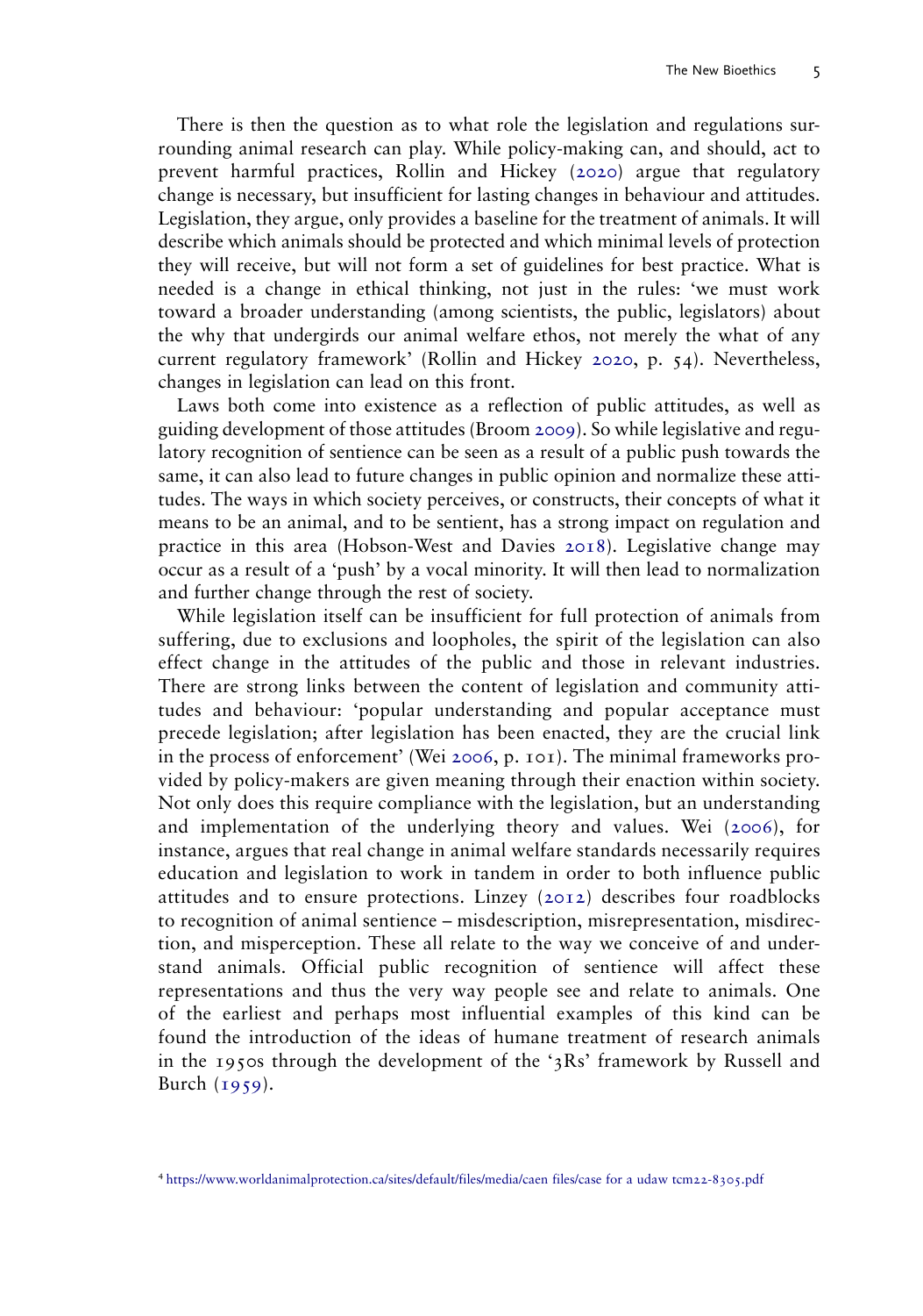There is then the question as to what role the legislation and regulations surrounding animal research can play. While policy-making can, and should, act to prevent harmful practices, Rollin and Hickey (2020) argue that regulatory change is necessary, but insufficient for lasting changes in behaviour and attitudes. Legislation, they argue, only provides a baseline for the treatment of animals. It will describe which animals should be protected and which minimal levels of protection they will receive, but will not form a set of guidelines for best practice. What is needed is a change in ethical thinking, not just in the rules: 'we must work toward a broader understanding (among scientists, the public, legislators) about the why that undergirds our animal welfare ethos, not merely the what of any current regulatory framework' (Rollin and Hickey 2020, p. 54). Nevertheless, changes in legislation can lead on this front.

Laws both come into existence as a reflection of public attitudes, as well as guiding development of those attitudes (Broom 2009). So while legislative and regulatory recognition of sentience can be seen as a result of a public push towards the same, it can also lead to future changes in public opinion and normalize these attitudes. The ways in which society perceives, or constructs, their concepts of what it means to be an animal, and to be sentient, has a strong impact on regulation and practice in this area (Hobson-West and Davies 2018). Legislative change may occur as a result of a 'push' by a vocal minority. It will then lead to normalization and further change through the rest of society.

While legislation itself can be insufficient for full protection of animals from suffering, due to exclusions and loopholes, the spirit of the legislation can also effect change in the attitudes of the public and those in relevant industries. There are strong links between the content of legislation and community attitudes and behaviour: 'popular understanding and popular acceptance must precede legislation; after legislation has been enacted, they are the crucial link in the process of enforcement' (Wei 2006, p. 101). The minimal frameworks provided by policy-makers are given meaning through their enaction within society. Not only does this require compliance with the legislation, but an understanding and implementation of the underlying theory and values. Wei (2006), for instance, argues that real change in animal welfare standards necessarily requires education and legislation to work in tandem in order to both influence public attitudes and to ensure protections. Linzey (2012) describes four roadblocks to recognition of animal sentience – misdescription, misrepresentation, misdirection, and misperception. These all relate to the way we conceive of and understand animals. Official public recognition of sentience will affect these representations and thus the very way people see and relate to animals. One of the earliest and perhaps most influential examples of this kind can be found the introduction of the ideas of humane treatment of research animals in the 1950s through the development of the '3Rs' framework by Russell and Burch (1959).

[4] https://www.worldanimalprotection.ca/sites/default/files/media/caen files/case for a udaw tcm22-8305.pdf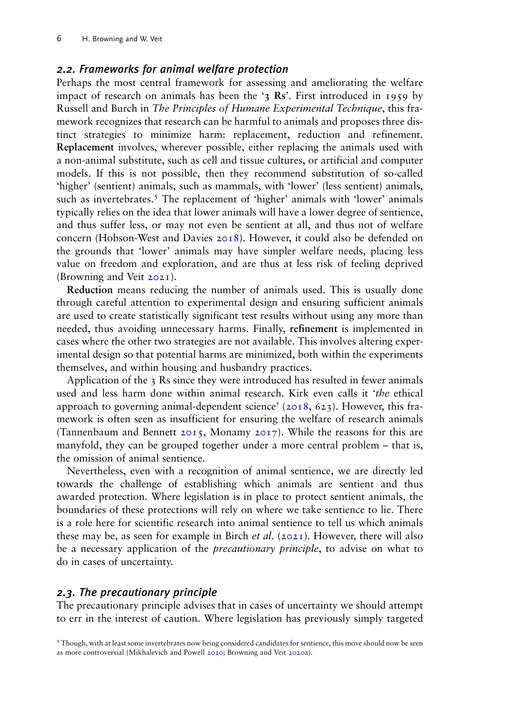### 2.2. Frameworks for animal welfare protection

Perhaps the most central framework for assessing and ameliorating the welfare impact of research on animals has been the '**3 Rs**'. First introduced in 1959 by Russell and Burch in *The Principles of Humane Experimental Technique*, this framework recognizes that research can be harmful to animals and proposes three distinct strategies to minimize harm: replacement, reduction and refinement. **Replacement** involves, wherever possible, either replacing the animals used with a non-animal substitute, such as cell and tissue cultures, or artificial and computer models. If this is not possible, then they recommend substitution of so-called 'higher' (sentient) animals, such as mammals, with 'lower' (less sentient) animals, such as invertebrates.[5] The replacement of 'higher' animals with 'lower' animals typically relies on the idea that lower animals will have a lower degree of sentience, and thus suffer less, or may not even be sentient at all, and thus not of welfare concern (Hobson-West and Davies 2018). However, it could also be defended on the grounds that 'lower' animals may have simpler welfare needs, placing less value on freedom and exploration, and are thus at less risk of feeling deprived (Browning and Veit 2021).

**Reduction** means reducing the number of animals used. This is usually done through careful attention to experimental design and ensuring sufficient animals are used to create statistically significant test results without using any more than needed, thus avoiding unnecessary harms. Finally, **refinement** is implemented in cases where the other two strategies are not available. This involves altering experimental design so that potential harms are minimized, both within the experiments themselves, and within housing and husbandry practices.

Application of the 3 Rs since they were introduced has resulted in fewer animals used and less harm done within animal research. Kirk even calls it '*the* ethical approach to governing animal-dependent science' (2018, 623). However, this framework is often seen as insufficient for ensuring the welfare of research animals (Tannenbaum and Bennett 2015, Monamy 2017). While the reasons for this are manyfold, they can be grouped together under a more central problem – that is, the omission of animal sentience.

Nevertheless, even with a recognition of animal sentience, we are directly led towards the challenge of establishing which animals are sentient and thus awarded protection. Where legislation is in place to protect sentient animals, the boundaries of these protections will rely on where we take sentience to lie. There is a role here for scientific research into animal sentience to tell us which animals these may be, as seen for example in Birch *et al*. (2021). However, there will also be a necessary application of the *precautionary principle*, to advise on what to do in cases of uncertainty.

### 2.3. The precautionary principle

The precautionary principle advises that in cases of uncertainty we should attempt to err in the interest of caution. Where legislation has previously simply targeted

[5] Though, with at least some invertebrates now being considered candidates for sentience, this move should now be seen as more controversial (Mikhalevich and Powell 2020; Browning and Veit 2020a).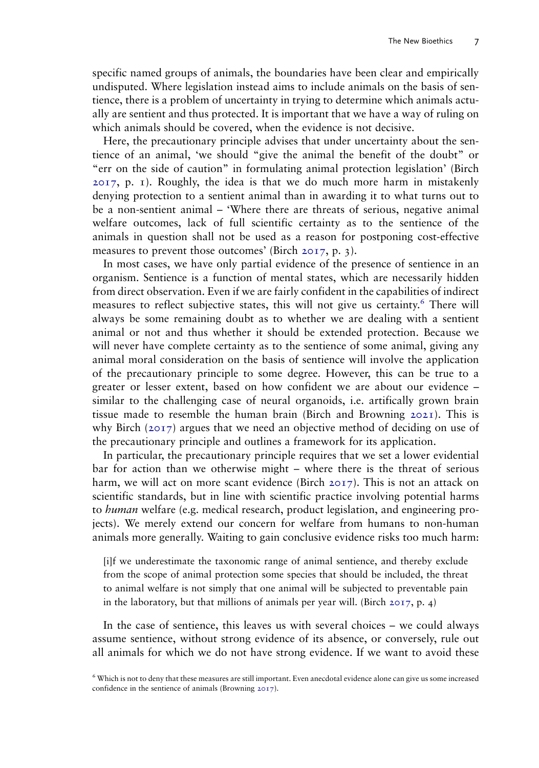specific named groups of animals, the boundaries have been clear and empirically undisputed. Where legislation instead aims to include animals on the basis of sentience, there is a problem of uncertainty in trying to determine which animals actually are sentient and thus protected. It is important that we have a way of ruling on which animals should be covered, when the evidence is not decisive.

Here, the precautionary principle advises that under uncertainty about the sentience of an animal, 'we should "give the animal the benefit of the doubt" or "err on the side of caution" in formulating animal protection legislation' (Birch 2017, p. 1). Roughly, the idea is that we do much more harm in mistakenly denying protection to a sentient animal than in awarding it to what turns out to be a non-sentient animal – 'Where there are threats of serious, negative animal welfare outcomes, lack of full scientific certainty as to the sentience of the animals in question shall not be used as a reason for postponing cost-effective measures to prevent those outcomes' (Birch 2017, p. 3).

In most cases, we have only partial evidence of the presence of sentience in an organism. Sentience is a function of mental states, which are necessarily hidden from direct observation. Even if we are fairly confident in the capabilities of indirect measures to reflect subjective states, this will not give us certainty.[6] There will always be some remaining doubt as to whether we are dealing with a sentient animal or not and thus whether it should be extended protection. Because we will never have complete certainty as to the sentience of some animal, giving any animal moral consideration on the basis of sentience will involve the application of the precautionary principle to some degree. However, this can be true to a greater or lesser extent, based on how confident we are about our evidence – similar to the challenging case of neural organoids, i.e. artifically grown brain tissue made to resemble the human brain (Birch and Browning 2021). This is why Birch (2017) argues that we need an objective method of deciding on use of the precautionary principle and outlines a framework for its application.

In particular, the precautionary principle requires that we set a lower evidential bar for action than we otherwise might – where there is the threat of serious harm, we will act on more scant evidence (Birch 2017). This is not an attack on scientific standards, but in line with scientific practice involving potential harms to *human* welfare (e.g. medical research, product legislation, and engineering projects). We merely extend our concern for welfare from humans to non-human animals more generally. Waiting to gain conclusive evidence risks too much harm:

> [i]f we underestimate the taxonomic range of animal sentience, and thereby exclude from the scope of animal protection some species that should be included, the threat to animal welfare is not simply that one animal will be subjected to preventable pain in the laboratory, but that millions of animals per year will. (Birch 2017, p. 4)

In the case of sentience, this leaves us with several choices – we could always assume sentience, without strong evidence of its absence, or conversely, rule out all animals for which we do not have strong evidence. If we want to avoid these

[6] Which is not to deny that these measures are still important. Even anecdotal evidence alone can give us some increased confidence in the sentience of animals (Browning 2017).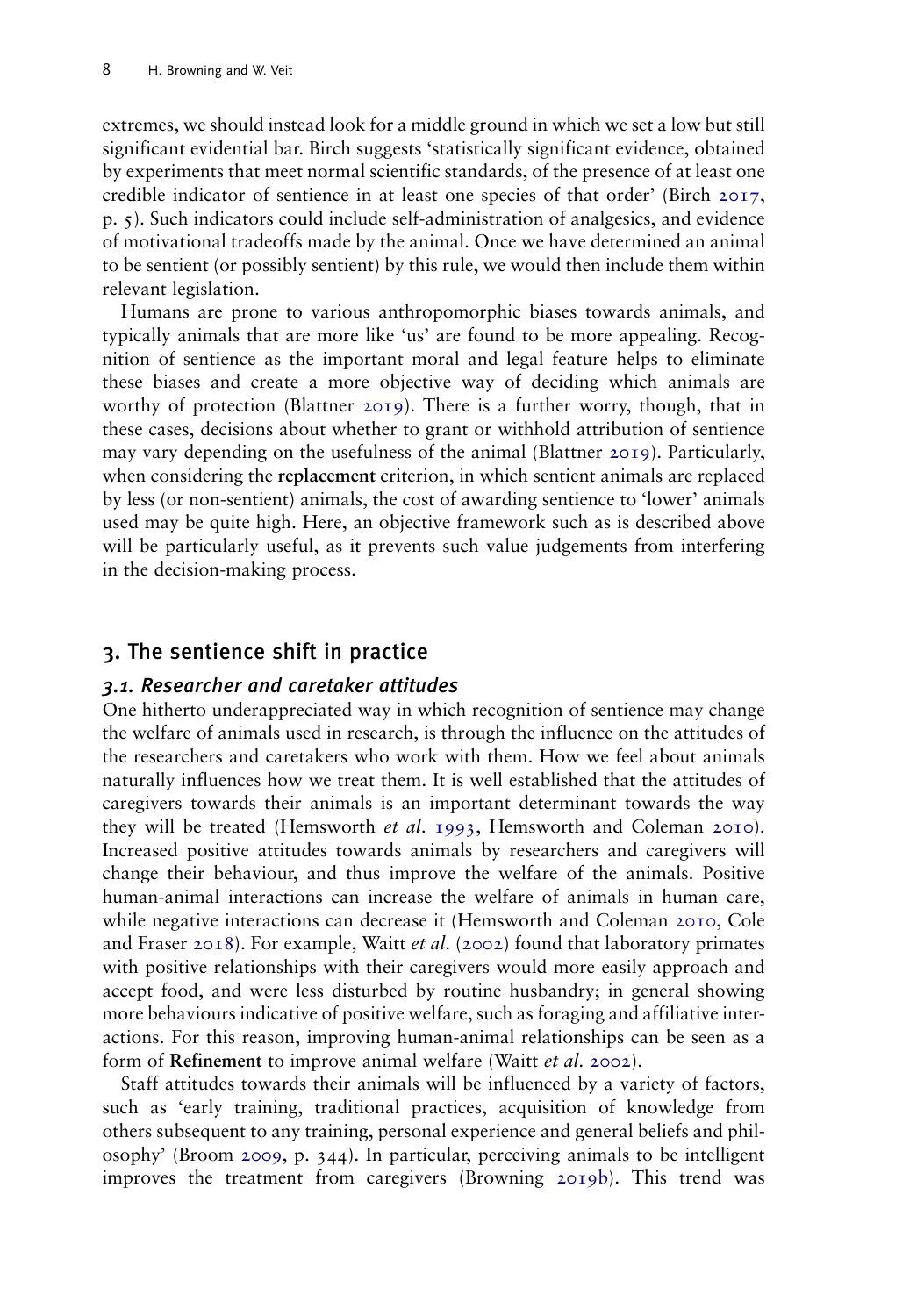extremes, we should instead look for a middle ground in which we set a low but still significant evidential bar. Birch suggests 'statistically significant evidence, obtained by experiments that meet normal scientific standards, of the presence of at least one credible indicator of sentience in at least one species of that order' (Birch 2017, p. 5). Such indicators could include self-administration of analgesics, and evidence of motivational tradeoffs made by the animal. Once we have determined an animal to be sentient (or possibly sentient) by this rule, we would then include them within relevant legislation.

Humans are prone to various anthropomorphic biases towards animals, and typically animals that are more like 'us' are found to be more appealing. Recognition of sentience as the important moral and legal feature helps to eliminate these biases and create a more objective way of deciding which animals are worthy of protection (Blattner 2019). There is a further worry, though, that in these cases, decisions about whether to grant or withhold attribution of sentience may vary depending on the usefulness of the animal (Blattner 2019). Particularly, when considering the **replacement** criterion, in which sentient animals are replaced by less (or non-sentient) animals, the cost of awarding sentience to 'lower' animals used may be quite high. Here, an objective framework such as is described above will be particularly useful, as it prevents such value judgements from interfering in the decision-making process.

## 3. The sentience shift in practice

### *3.1. Researcher and caretaker attitudes*

One hitherto underappreciated way in which recognition of sentience may change the welfare of animals used in research, is through the influence on the attitudes of the researchers and caretakers who work with them. How we feel about animals naturally influences how we treat them. It is well established that the attitudes of caregivers towards their animals is an important determinant towards the way they will be treated (Hemsworth *et al.* 1993, Hemsworth and Coleman 2010). Increased positive attitudes towards animals by researchers and caregivers will change their behaviour, and thus improve the welfare of the animals. Positive human-animal interactions can increase the welfare of animals in human care, while negative interactions can decrease it (Hemsworth and Coleman 2010, Cole and Fraser 2018). For example, Waitt *et al.* (2002) found that laboratory primates with positive relationships with their caregivers would more easily approach and accept food, and were less disturbed by routine husbandry; in general showing more behaviours indicative of positive welfare, such as foraging and affiliative interactions. For this reason, improving human-animal relationships can be seen as a form of **Refinement** to improve animal welfare (Waitt *et al.* 2002).

Staff attitudes towards their animals will be influenced by a variety of factors, such as 'early training, traditional practices, acquisition of knowledge from others subsequent to any training, personal experience and general beliefs and philosophy' (Broom 2009, p. 344). In particular, perceiving animals to be intelligent improves the treatment from caregivers (Browning 2019b). This trend was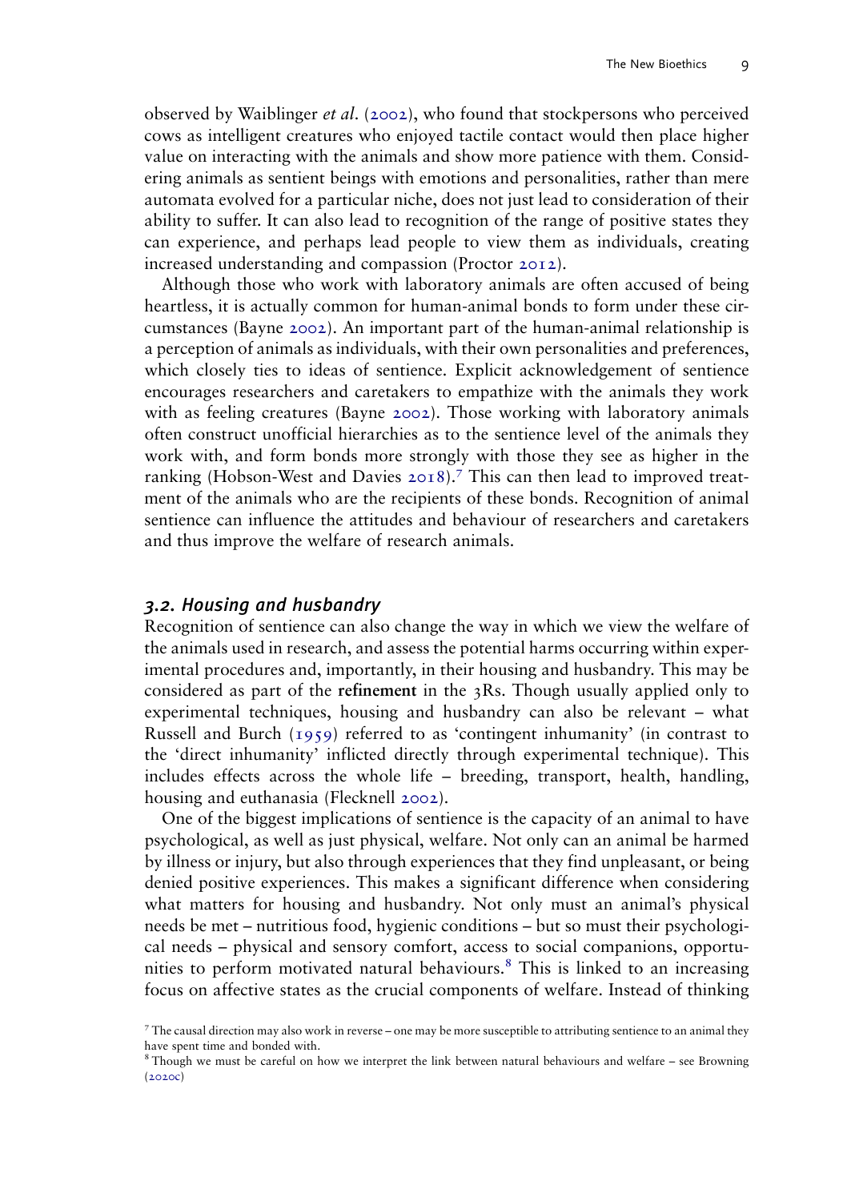observed by Waiblinger *et al.* (2002), who found that stockpersons who perceived cows as intelligent creatures who enjoyed tactile contact would then place higher value on interacting with the animals and show more patience with them. Considering animals as sentient beings with emotions and personalities, rather than mere automata evolved for a particular niche, does not just lead to consideration of their ability to suffer. It can also lead to recognition of the range of positive states they can experience, and perhaps lead people to view them as individuals, creating increased understanding and compassion (Proctor 2012).

Although those who work with laboratory animals are often accused of being heartless, it is actually common for human-animal bonds to form under these circumstances (Bayne 2002). An important part of the human-animal relationship is a perception of animals as individuals, with their own personalities and preferences, which closely ties to ideas of sentience. Explicit acknowledgement of sentience encourages researchers and caretakers to empathize with the animals they work with as feeling creatures (Bayne 2002). Those working with laboratory animals often construct unofficial hierarchies as to the sentience level of the animals they work with, and form bonds more strongly with those they see as higher in the ranking (Hobson-West and Davies 2018).[7] This can then lead to improved treatment of the animals who are the recipients of these bonds. Recognition of animal sentience can influence the attitudes and behaviour of researchers and caretakers and thus improve the welfare of research animals.

### *3.2. Housing and husbandry*

Recognition of sentience can also change the way in which we view the welfare of the animals used in research, and assess the potential harms occurring within experimental procedures and, importantly, in their housing and husbandry. This may be considered as part of the **refinement** in the 3Rs. Though usually applied only to experimental techniques, housing and husbandry can also be relevant – what Russell and Burch (1959) referred to as 'contingent inhumanity' (in contrast to the 'direct inhumanity' inflicted directly through experimental technique). This includes effects across the whole life – breeding, transport, health, handling, housing and euthanasia (Flecknell 2002).

One of the biggest implications of sentience is the capacity of an animal to have psychological, as well as just physical, welfare. Not only can an animal be harmed by illness or injury, but also through experiences that they find unpleasant, or being denied positive experiences. This makes a significant difference when considering what matters for housing and husbandry. Not only must an animal's physical needs be met – nutritious food, hygienic conditions – but so must their psychological needs – physical and sensory comfort, access to social companions, opportunities to perform motivated natural behaviours.[8] This is linked to an increasing focus on affective states as the crucial components of welfare. Instead of thinking

[7] The causal direction may also work in reverse – one may be more susceptible to attributing sentience to an animal they have spent time and bonded with.

[8] Though we must be careful on how we interpret the link between natural behaviours and welfare – see Browning (2020c)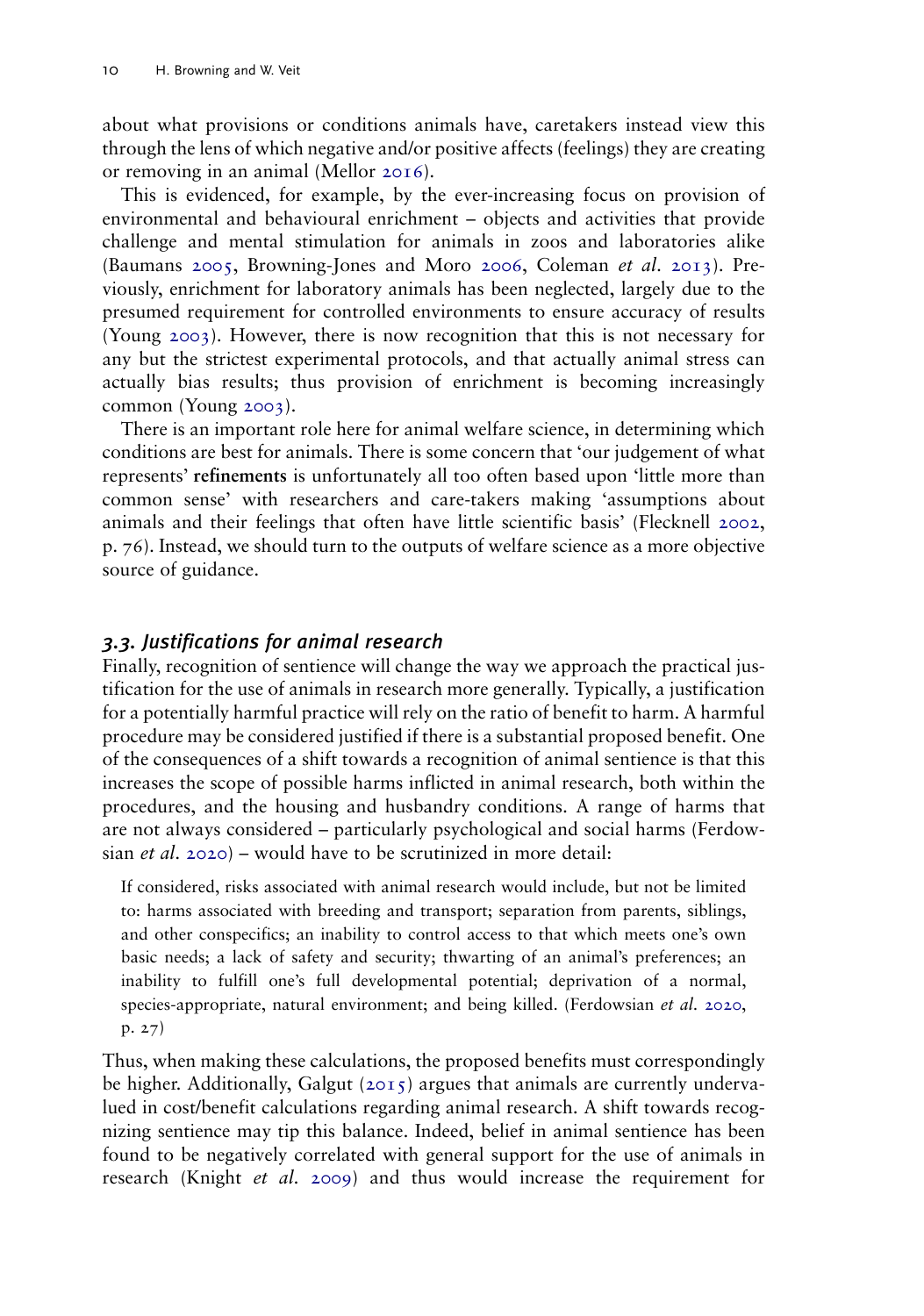about what provisions or conditions animals have, caretakers instead view this through the lens of which negative and/or positive affects (feelings) they are creating or removing in an animal (Mellor 2016).

This is evidenced, for example, by the ever-increasing focus on provision of environmental and behavioural enrichment – objects and activities that provide challenge and mental stimulation for animals in zoos and laboratories alike (Baumans 2005, Browning-Jones and Moro 2006, Coleman *et al.* 2013). Previously, enrichment for laboratory animals has been neglected, largely due to the presumed requirement for controlled environments to ensure accuracy of results (Young 2003). However, there is now recognition that this is not necessary for any but the strictest experimental protocols, and that actually animal stress can actually bias results; thus provision of enrichment is becoming increasingly common (Young 2003).

There is an important role here for animal welfare science, in determining which conditions are best for animals. There is some concern that 'our judgement of what represents' **refinements** is unfortunately all too often based upon 'little more than common sense' with researchers and care-takers making 'assumptions about animals and their feelings that often have little scientific basis' (Flecknell 2002, p. 76). Instead, we should turn to the outputs of welfare science as a more objective source of guidance.

### *3.3. Justifications for animal research*

Finally, recognition of sentience will change the way we approach the practical justification for the use of animals in research more generally. Typically, a justification for a potentially harmful practice will rely on the ratio of benefit to harm. A harmful procedure may be considered justified if there is a substantial proposed benefit. One of the consequences of a shift towards a recognition of animal sentience is that this increases the scope of possible harms inflicted in animal research, both within the procedures, and the housing and husbandry conditions. A range of harms that are not always considered – particularly psychological and social harms (Ferdowsian *et al.* 2020) – would have to be scrutinized in more detail:

> If considered, risks associated with animal research would include, but not be limited to: harms associated with breeding and transport; separation from parents, siblings, and other conspecifics; an inability to control access to that which meets one's own basic needs; a lack of safety and security; thwarting of an animal's preferences; an inability to fulfill one's full developmental potential; deprivation of a normal, species-appropriate, natural environment; and being killed. (Ferdowsian *et al.* 2020, p. 27)

Thus, when making these calculations, the proposed benefits must correspondingly be higher. Additionally, Galgut (2015) argues that animals are currently undervalued in cost/benefit calculations regarding animal research. A shift towards recognizing sentience may tip this balance. Indeed, belief in animal sentience has been found to be negatively correlated with general support for the use of animals in research (Knight *et al.* 2009) and thus would increase the requirement for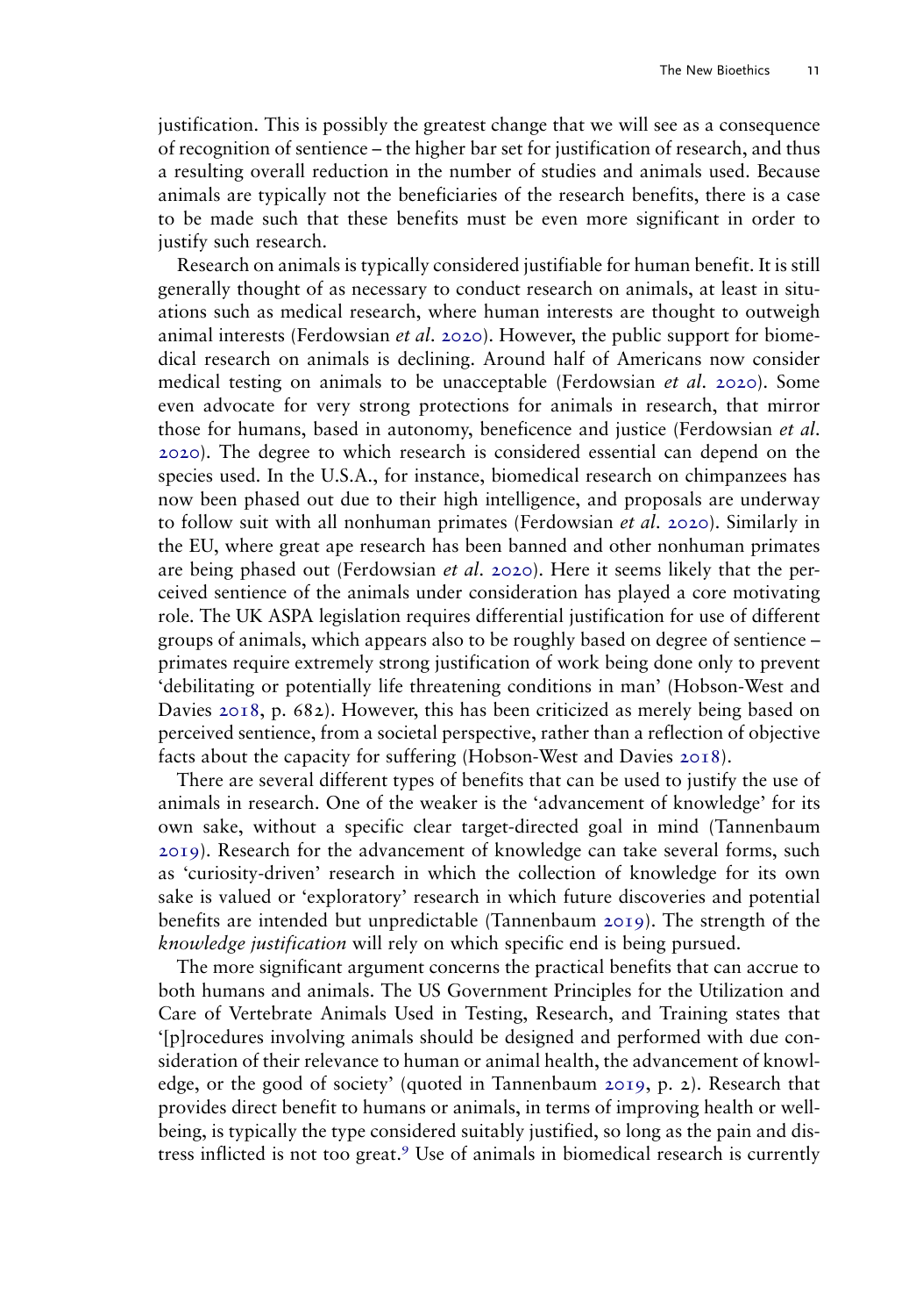justification. This is possibly the greatest change that we will see as a consequence of recognition of sentience – the higher bar set for justification of research, and thus a resulting overall reduction in the number of studies and animals used. Because animals are typically not the beneficiaries of the research benefits, there is a case to be made such that these benefits must be even more significant in order to justify such research.

Research on animals is typically considered justifiable for human benefit. It is still generally thought of as necessary to conduct research on animals, at least in situations such as medical research, where human interests are thought to outweigh animal interests (Ferdowsian *et al.* 2020). However, the public support for biomedical research on animals is declining. Around half of Americans now consider medical testing on animals to be unacceptable (Ferdowsian *et al.* 2020). Some even advocate for very strong protections for animals in research, that mirror those for humans, based in autonomy, beneficence and justice (Ferdowsian *et al.* 2020). The degree to which research is considered essential can depend on the species used. In the U.S.A., for instance, biomedical research on chimpanzees has now been phased out due to their high intelligence, and proposals are underway to follow suit with all nonhuman primates (Ferdowsian *et al.* 2020). Similarly in the EU, where great ape research has been banned and other nonhuman primates are being phased out (Ferdowsian *et al.* 2020). Here it seems likely that the perceived sentience of the animals under consideration has played a core motivating role. The UK ASPA legislation requires differential justification for use of different groups of animals, which appears also to be roughly based on degree of sentience – primates require extremely strong justification of work being done only to prevent 'debilitating or potentially life threatening conditions in man' (Hobson-West and Davies 2018, p. 682). However, this has been criticized as merely being based on perceived sentience, from a societal perspective, rather than a reflection of objective facts about the capacity for suffering (Hobson-West and Davies 2018).

There are several different types of benefits that can be used to justify the use of animals in research. One of the weaker is the 'advancement of knowledge' for its own sake, without a specific clear target-directed goal in mind (Tannenbaum 2019). Research for the advancement of knowledge can take several forms, such as 'curiosity-driven' research in which the collection of knowledge for its own sake is valued or 'exploratory' research in which future discoveries and potential benefits are intended but unpredictable (Tannenbaum 2019). The strength of the *knowledge justification* will rely on which specific end is being pursued.

The more significant argument concerns the practical benefits that can accrue to both humans and animals. The US Government Principles for the Utilization and Care of Vertebrate Animals Used in Testing, Research, and Training states that '[p]rocedures involving animals should be designed and performed with due consideration of their relevance to human or animal health, the advancement of knowledge, or the good of society' (quoted in Tannenbaum 2019, p. 2). Research that provides direct benefit to humans or animals, in terms of improving health or wellbeing, is typically the type considered suitably justified, so long as the pain and distress inflicted is not too great.[9] Use of animals in biomedical research is currently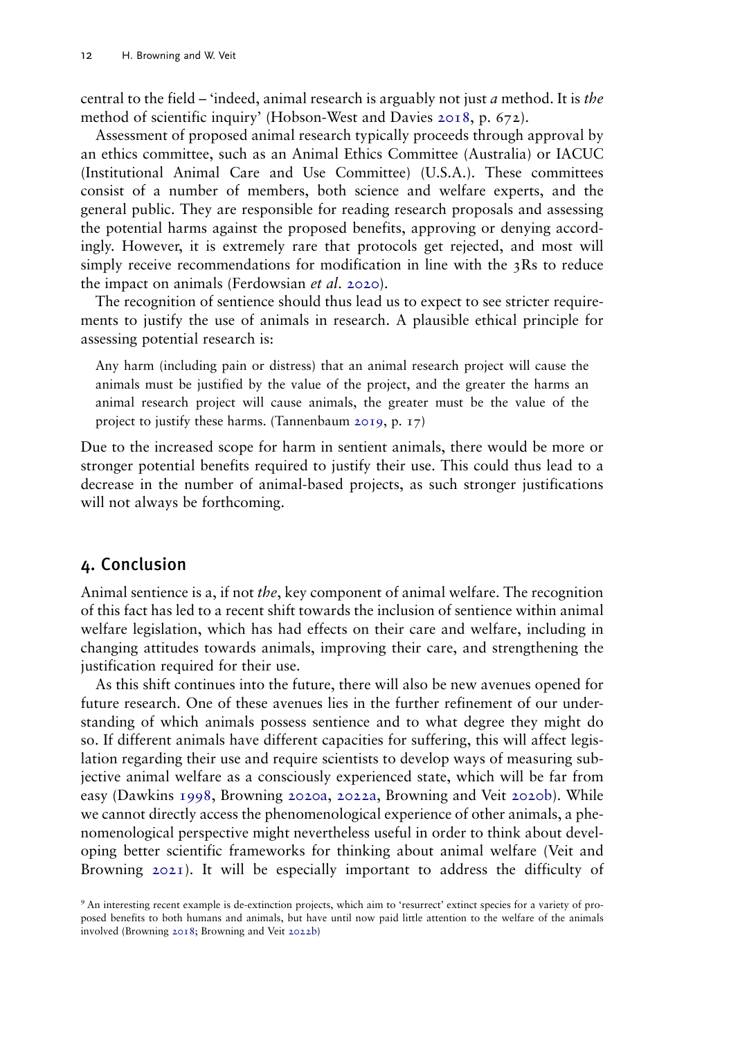central to the field – 'indeed, animal research is arguably not just *a* method. It is *the* method of scientific inquiry' (Hobson-West and Davies 2018, p. 672).

Assessment of proposed animal research typically proceeds through approval by an ethics committee, such as an Animal Ethics Committee (Australia) or IACUC (Institutional Animal Care and Use Committee) (U.S.A.). These committees consist of a number of members, both science and welfare experts, and the general public. They are responsible for reading research proposals and assessing the potential harms against the proposed benefits, approving or denying accordingly. However, it is extremely rare that protocols get rejected, and most will simply receive recommendations for modification in line with the 3Rs to reduce the impact on animals (Ferdowsian *et al*. 2020).

The recognition of sentience should thus lead us to expect to see stricter requirements to justify the use of animals in research. A plausible ethical principle for assessing potential research is:

> Any harm (including pain or distress) that an animal research project will cause the animals must be justified by the value of the project, and the greater the harms an animal research project will cause animals, the greater must be the value of the project to justify these harms. (Tannenbaum 2019, p. 17)

Due to the increased scope for harm in sentient animals, there would be more or stronger potential benefits required to justify their use. This could thus lead to a decrease in the number of animal-based projects, as such stronger justifications will not always be forthcoming.

## 4. Conclusion

Animal sentience is a, if not *the*, key component of animal welfare. The recognition of this fact has led to a recent shift towards the inclusion of sentience within animal welfare legislation, which has had effects on their care and welfare, including in changing attitudes towards animals, improving their care, and strengthening the justification required for their use.

As this shift continues into the future, there will also be new avenues opened for future research. One of these avenues lies in the further refinement of our understanding of which animals possess sentience and to what degree they might do so. If different animals have different capacities for suffering, this will affect legislation regarding their use and require scientists to develop ways of measuring subjective animal welfare as a consciously experienced state, which will be far from easy (Dawkins 1998, Browning 2020a, 2022a, Browning and Veit 2020b). While we cannot directly access the phenomenological experience of other animals, a phenomenological perspective might nevertheless useful in order to think about developing better scientific frameworks for thinking about animal welfare (Veit and Browning 2021). It will be especially important to address the difficulty of

[9] An interesting recent example is de-extinction projects, which aim to 'resurrect' extinct species for a variety of proposed benefits to both humans and animals, but have until now paid little attention to the welfare of the animals involved (Browning 2018; Browning and Veit 2022b)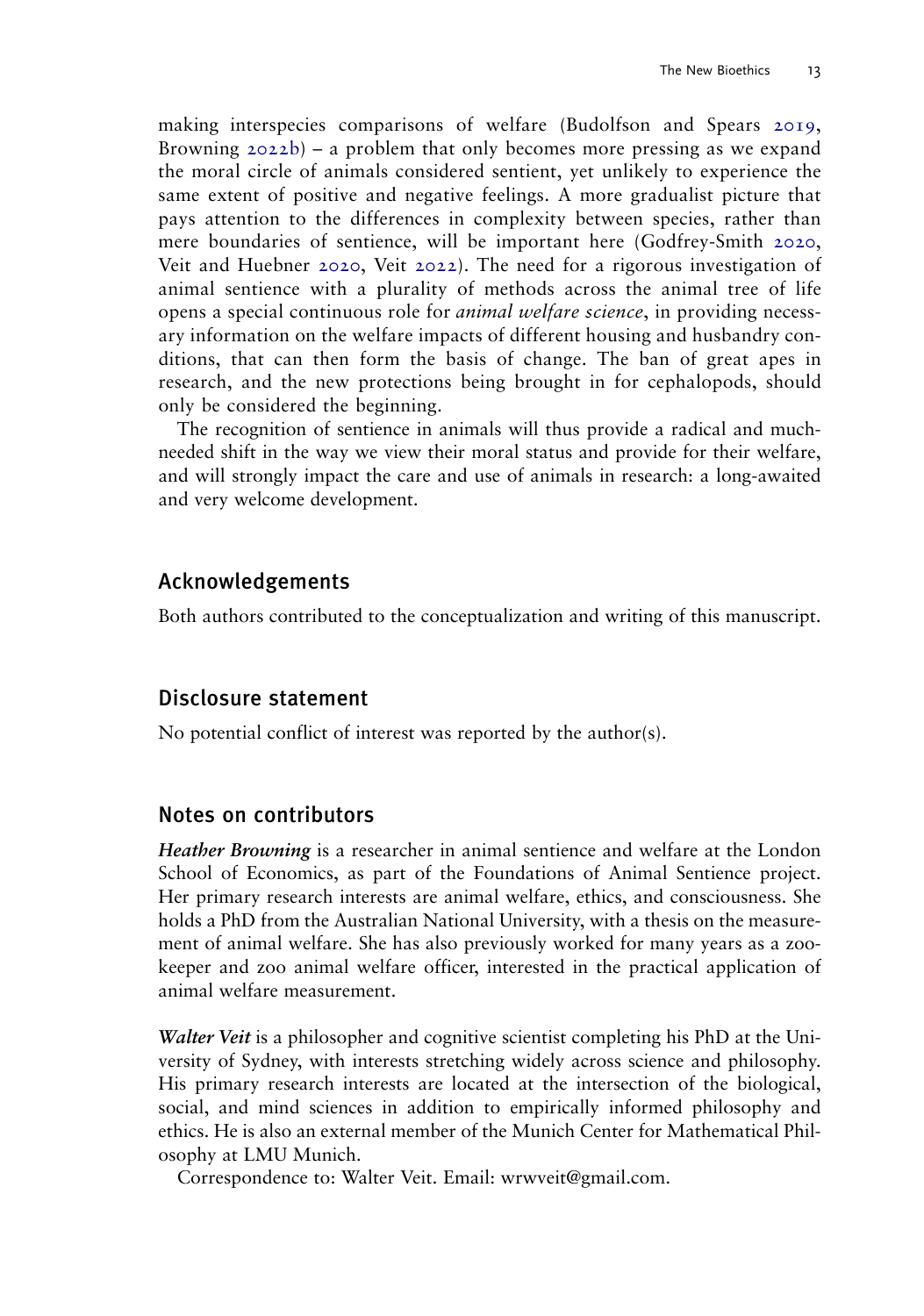making interspecies comparisons of welfare (Budolfson and Spears 2019, Browning 2022b) – a problem that only becomes more pressing as we expand the moral circle of animals considered sentient, yet unlikely to experience the same extent of positive and negative feelings. A more gradualist picture that pays attention to the differences in complexity between species, rather than mere boundaries of sentience, will be important here (Godfrey-Smith 2020, Veit and Huebner 2020, Veit 2022). The need for a rigorous investigation of animal sentience with a plurality of methods across the animal tree of life opens a special continuous role for *animal welfare science*, in providing necessary information on the welfare impacts of different housing and husbandry conditions, that can then form the basis of change. The ban of great apes in research, and the new protections being brought in for cephalopods, should only be considered the beginning.

The recognition of sentience in animals will thus provide a radical and much-needed shift in the way we view their moral status and provide for their welfare, and will strongly impact the care and use of animals in research: a long-awaited and very welcome development.

## Acknowledgements

Both authors contributed to the conceptualization and writing of this manuscript.

## Disclosure statement

No potential conflict of interest was reported by the author(s).

## Notes on contributors

***Heather Browning*** is a researcher in animal sentience and welfare at the London School of Economics, as part of the Foundations of Animal Sentience project. Her primary research interests are animal welfare, ethics, and consciousness. She holds a PhD from the Australian National University, with a thesis on the measurement of animal welfare. She has also previously worked for many years as a zookeeper and zoo animal welfare officer, interested in the practical application of animal welfare measurement.

***Walter Veit*** is a philosopher and cognitive scientist completing his PhD at the University of Sydney, with interests stretching widely across science and philosophy. His primary research interests are located at the intersection of the biological, social, and mind sciences in addition to empirically informed philosophy and ethics. He is also an external member of the Munich Center for Mathematical Philosophy at LMU Munich.

Correspondence to: Walter Veit. Email: wrwveit@gmail.com.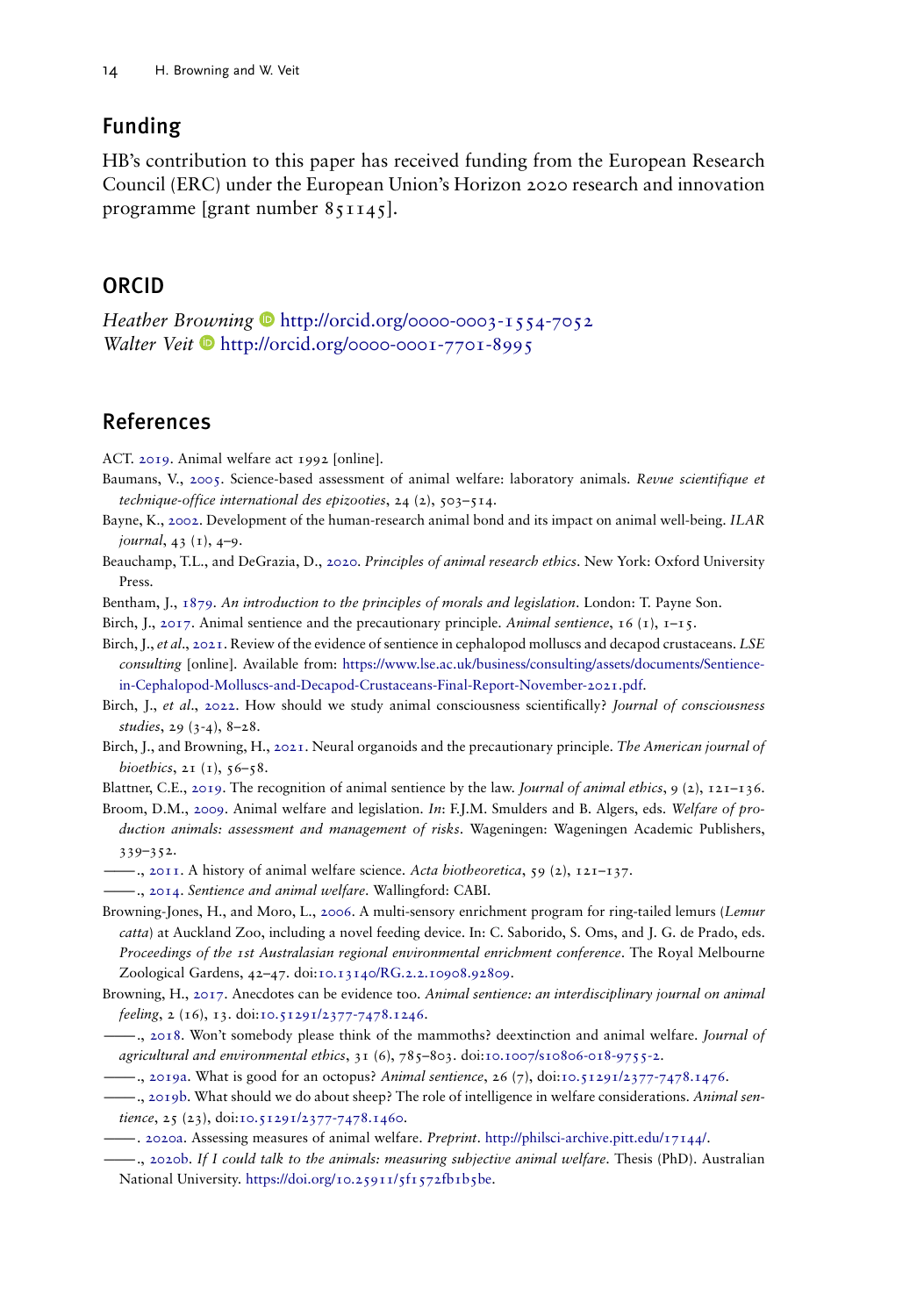## Funding

HB's contribution to this paper has received funding from the European Research Council (ERC) under the European Union's Horizon 2020 research and innovation programme [grant number 851145].

## ORCID

*Heather Browning* http://orcid.org/0000-0003-1554-7052
*Walter Veit* http://orcid.org/0000-0001-7701-8995

## References

ACT. 2019. Animal welfare act 1992 [online].

Baumans, V., 2005. Science-based assessment of animal welfare: laboratory animals. *Revue scientifique et technique-office international des epizooties*, 24 (2), 503–514.

Bayne, K., 2002. Development of the human-research animal bond and its impact on animal well-being. *ILAR journal*, 43 (1), 4–9.

Beauchamp, T.L., and DeGrazia, D., 2020. *Principles of animal research ethics*. New York: Oxford University Press.

Bentham, J., 1879. *An introduction to the principles of morals and legislation*. London: T. Payne Son.

Birch, J., 2017. Animal sentience and the precautionary principle. *Animal sentience*, 16 (1), 1–15.

Birch, J., *et al*., 2021. Review of the evidence of sentience in cephalopod molluscs and decapod crustaceans. *LSE consulting* [online]. Available from: https://www.lse.ac.uk/business/consulting/assets/documents/Sentience-in-Cephalopod-Molluscs-and-Decapod-Crustaceans-Final-Report-November-2021.pdf.

Birch, J., *et al*., 2022. How should we study animal consciousness scientifically? *Journal of consciousness studies*, 29 (3-4), 8–28.

Birch, J., and Browning, H., 2021. Neural organoids and the precautionary principle. *The American journal of bioethics*, 21 (1), 56–58.

Blattner, C.E., 2019. The recognition of animal sentience by the law. *Journal of animal ethics*, 9 (2), 121–136.

Broom, D.M., 2009. Animal welfare and legislation. *In*: F.J.M. Smulders and B. Algers, eds. *Welfare of production animals: assessment and management of risks*. Wageningen: Wageningen Academic Publishers, 339–352.

——., 2011. A history of animal welfare science. *Acta biotheoretica*, 59 (2), 121–137.

——., 2014. *Sentience and animal welfare*. Wallingford: CABI.

Browning-Jones, H., and Moro, L., 2006. A multi-sensory enrichment program for ring-tailed lemurs (*Lemur catta*) at Auckland Zoo, including a novel feeding device. In: C. Saborido, S. Oms, and J. G. de Prado, eds. *Proceedings of the 1st Australasian regional environmental enrichment conference*. The Royal Melbourne Zoological Gardens, 42–47. doi:10.13140/RG.2.2.10908.92809.

Browning, H., 2017. Anecdotes can be evidence too. *Animal sentience: an interdisciplinary journal on animal feeling*, 2 (16), 13. doi:10.51291/2377-7478.1246.

——., 2018. Won't somebody please think of the mammoths? deextinction and animal welfare. *Journal of agricultural and environmental ethics*, 31 (6), 785–803. doi:10.1007/s10806-018-9755-2.

——., 2019a. What is good for an octopus? *Animal sentience*, 26 (7), doi:10.51291/2377-7478.1476.

——., 2019b. What should we do about sheep? The role of intelligence in welfare considerations. *Animal sentience*, 25 (23), doi:10.51291/2377-7478.1460.

——. 2020a. Assessing measures of animal welfare. *Preprint*. http://philsci-archive.pitt.edu/17144/.

——., 2020b. *If I could talk to the animals: measuring subjective animal welfare*. Thesis (PhD). Australian National University. https://doi.org/10.25911/5f1572fb1b5be.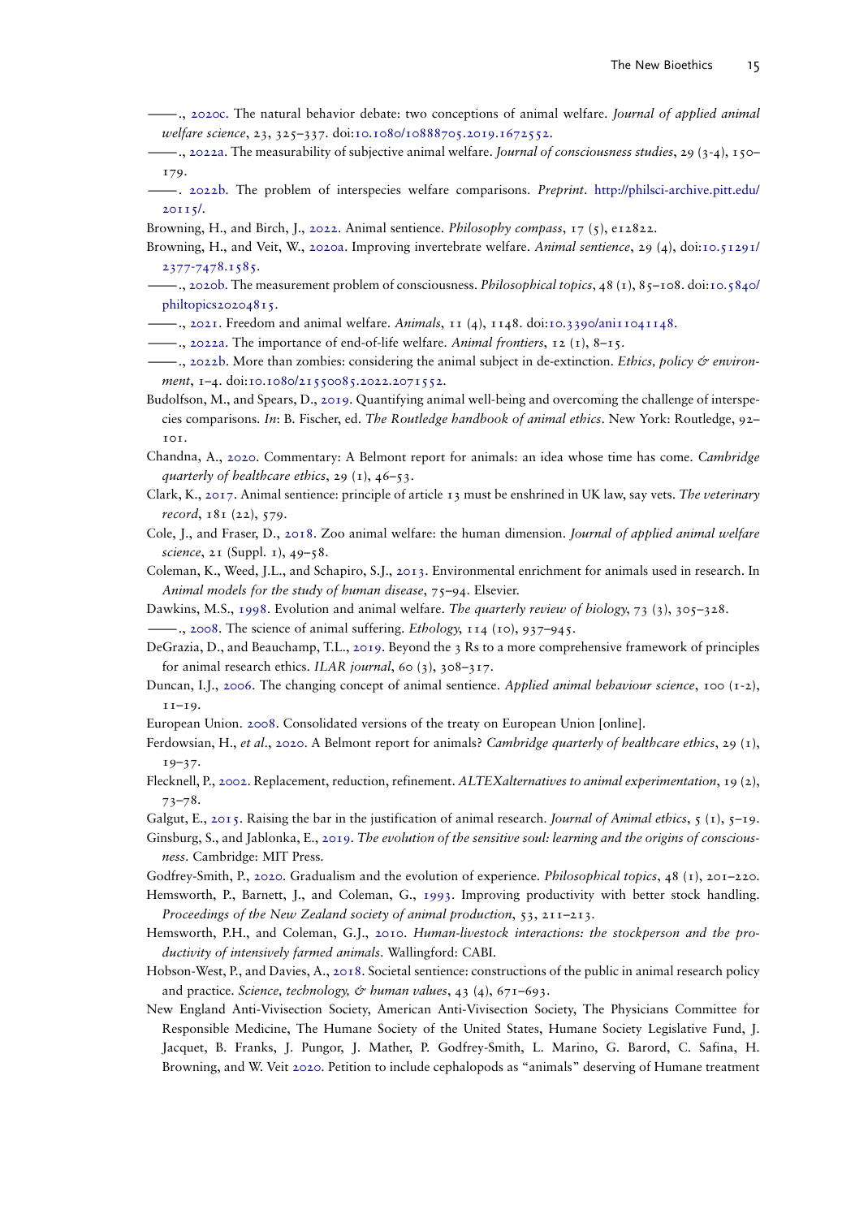——., 2020c. The natural behavior debate: two conceptions of animal welfare. *Journal of applied animal welfare science*, 23, 325–337. doi:10.1080/10888705.2019.1672552.

——., 2022a. The measurability of subjective animal welfare. *Journal of consciousness studies*, 29 (3-4), 150–179.

——. 2022b. The problem of interspecies welfare comparisons. *Preprint*. http://philsci-archive.pitt.edu/20115/.

Browning, H., and Birch, J., 2022. Animal sentience. *Philosophy compass*, 17 (5), e12822.

Browning, H., and Veit, W., 2020a. Improving invertebrate welfare. *Animal sentience*, 29 (4), doi:10.51291/2377-7478.1585.

——., 2020b. The measurement problem of consciousness. *Philosophical topics*, 48 (1), 85–108. doi:10.5840/philtopics20204815.

——., 2021. Freedom and animal welfare. *Animals*, 11 (4), 1148. doi:10.3390/ani11041148.

——., 2022a. The importance of end-of-life welfare. *Animal frontiers*, 12 (1), 8–15.

——., 2022b. More than zombies: considering the animal subject in de-extinction. *Ethics, policy & environment*, 1–4. doi:10.1080/21550085.2022.2071552.

Budolfson, M., and Spears, D., 2019. Quantifying animal well-being and overcoming the challenge of interspecies comparisons. *In*: B. Fischer, ed. *The Routledge handbook of animal ethics*. New York: Routledge, 92–101.

Chandna, A., 2020. Commentary: A Belmont report for animals: an idea whose time has come. *Cambridge quarterly of healthcare ethics*, 29 (1), 46–53.

Clark, K., 2017. Animal sentience: principle of article 13 must be enshrined in UK law, say vets. *The veterinary record*, 181 (22), 579.

Cole, J., and Fraser, D., 2018. Zoo animal welfare: the human dimension. *Journal of applied animal welfare science*, 21 (Suppl. 1), 49–58.

Coleman, K., Weed, J.L., and Schapiro, S.J., 2013. Environmental enrichment for animals used in research. In *Animal models for the study of human disease*, 75–94. Elsevier.

Dawkins, M.S., 1998. Evolution and animal welfare. *The quarterly review of biology*, 73 (3), 305–328.

——., 2008. The science of animal suffering. *Ethology*, 114 (10), 937–945.

DeGrazia, D., and Beauchamp, T.L., 2019. Beyond the 3 Rs to a more comprehensive framework of principles for animal research ethics. *ILAR journal*, 60 (3), 308–317.

Duncan, I.J., 2006. The changing concept of animal sentience. *Applied animal behaviour science*, 100 (1-2), 11–19.

European Union. 2008. Consolidated versions of the treaty on European Union [online].

Ferdowsian, H., *et al*., 2020. A Belmont report for animals? *Cambridge quarterly of healthcare ethics*, 29 (1), 19–37.

Flecknell, P., 2002. Replacement, reduction, refinement. *ALTEXalternatives to animal experimentation*, 19 (2), 73–78.

Galgut, E., 2015. Raising the bar in the justification of animal research. *Journal of Animal ethics*, 5 (1), 5–19.

Ginsburg, S., and Jablonka, E., 2019. *The evolution of the sensitive soul: learning and the origins of consciousness*. Cambridge: MIT Press.

Godfrey-Smith, P., 2020. Gradualism and the evolution of experience. *Philosophical topics*, 48 (1), 201–220.

Hemsworth, P., Barnett, J., and Coleman, G., 1993. Improving productivity with better stock handling. *Proceedings of the New Zealand society of animal production*, 53, 211–213.

Hemsworth, P.H., and Coleman, G.J., 2010. *Human-livestock interactions: the stockperson and the productivity of intensively farmed animals*. Wallingford: CABI.

Hobson-West, P., and Davies, A., 2018. Societal sentience: constructions of the public in animal research policy and practice. *Science, technology, & human values*, 43 (4), 671–693.

New England Anti-Vivisection Society, American Anti-Vivisection Society, The Physicians Committee for Responsible Medicine, The Humane Society of the United States, Humane Society Legislative Fund, J. Jacquet, B. Franks, J. Pungor, J. Mather, P. Godfrey-Smith, L. Marino, G. Barord, C. Safina, H. Browning, and W. Veit 2020. Petition to include cephalopods as "animals" deserving of Humane treatment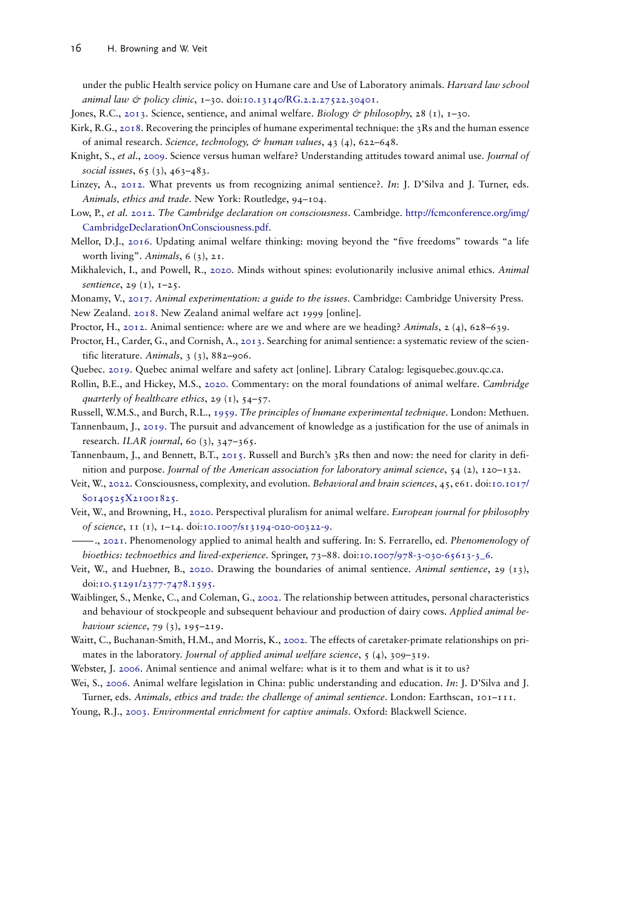under the public Health service policy on Humane care and Use of Laboratory animals. *Harvard law school animal law & policy clinic*, 1–30. doi:10.13140/RG.2.2.27522.30401.

Jones, R.C., 2013. Science, sentience, and animal welfare. *Biology & philosophy*, 28 (1), 1–30.

Kirk, R.G., 2018. Recovering the principles of humane experimental technique: the 3Rs and the human essence of animal research. *Science, technology, & human values*, 43 (4), 622–648.

Knight, S., *et al*., 2009. Science versus human welfare? Understanding attitudes toward animal use. *Journal of social issues*, 65 (3), 463–483.

Linzey, A., 2012. What prevents us from recognizing animal sentience?. *In*: J. D'Silva and J. Turner, eds. *Animals, ethics and trade*. New York: Routledge, 94–104.

Low, P., *et al*. 2012. *The Cambridge declaration on consciousness*. Cambridge. http://fcmconference.org/img/CambridgeDeclarationOnConsciousness.pdf.

Mellor, D.J., 2016. Updating animal welfare thinking: moving beyond the "five freedoms" towards "a life worth living". *Animals*, 6 (3), 21.

Mikhalevich, I., and Powell, R., 2020. Minds without spines: evolutionarily inclusive animal ethics. *Animal sentience*, 29 (1), 1–25.

Monamy, V., 2017. *Animal experimentation: a guide to the issues*. Cambridge: Cambridge University Press.

New Zealand. 2018. New Zealand animal welfare act 1999 [online].

Proctor, H., 2012. Animal sentience: where are we and where are we heading? *Animals*, 2 (4), 628–639.

Proctor, H., Carder, G., and Cornish, A., 2013. Searching for animal sentience: a systematic review of the scientific literature. *Animals*, 3 (3), 882–906.

Quebec. 2019. Quebec animal welfare and safety act [online]. Library Catalog: legisquebec.gouv.qc.ca.

Rollin, B.E., and Hickey, M.S., 2020. Commentary: on the moral foundations of animal welfare. *Cambridge quarterly of healthcare ethics*, 29 (1), 54–57.

Russell, W.M.S., and Burch, R.L., 1959. *The principles of humane experimental technique*. London: Methuen.

Tannenbaum, J., 2019. The pursuit and advancement of knowledge as a justification for the use of animals in research. *ILAR journal*, 60 (3), 347–365.

Tannenbaum, J., and Bennett, B.T., 2015. Russell and Burch's 3Rs then and now: the need for clarity in definition and purpose. *Journal of the American association for laboratory animal science*, 54 (2), 120–132.

Veit, W., 2022. Consciousness, complexity, and evolution. *Behavioral and brain sciences*, 45, e61. doi:10.1017/S0140525X21001825.

Veit, W., and Browning, H., 2020. Perspectival pluralism for animal welfare. *European journal for philosophy of science*, 11 (1), 1–14. doi:10.1007/s13194-020-00322-9.

——., 2021. Phenomenology applied to animal health and suffering. In: S. Ferrarello, ed. *Phenomenology of bioethics: technoethics and lived-experience*. Springer, 73–88. doi:10.1007/978-3-030-65613-3_6.

Veit, W., and Huebner, B., 2020. Drawing the boundaries of animal sentience. *Animal sentience*, 29 (13), doi:10.51291/2377-7478.1595.

Waiblinger, S., Menke, C., and Coleman, G., 2002. The relationship between attitudes, personal characteristics and behaviour of stockpeople and subsequent behaviour and production of dairy cows. *Applied animal behaviour science*, 79 (3), 195–219.

Waitt, C., Buchanan-Smith, H.M., and Morris, K., 2002. The effects of caretaker-primate relationships on primates in the laboratory. *Journal of applied animal welfare science*, 5 (4), 309–319.

Webster, J. 2006. Animal sentience and animal welfare: what is it to them and what is it to us?

Wei, S., 2006. Animal welfare legislation in China: public understanding and education. *In*: J. D'Silva and J. Turner, eds. *Animals, ethics and trade: the challenge of animal sentience*. London: Earthscan, 101–111.

Young, R.J., 2003. *Environmental enrichment for captive animals*. Oxford: Blackwell Science.